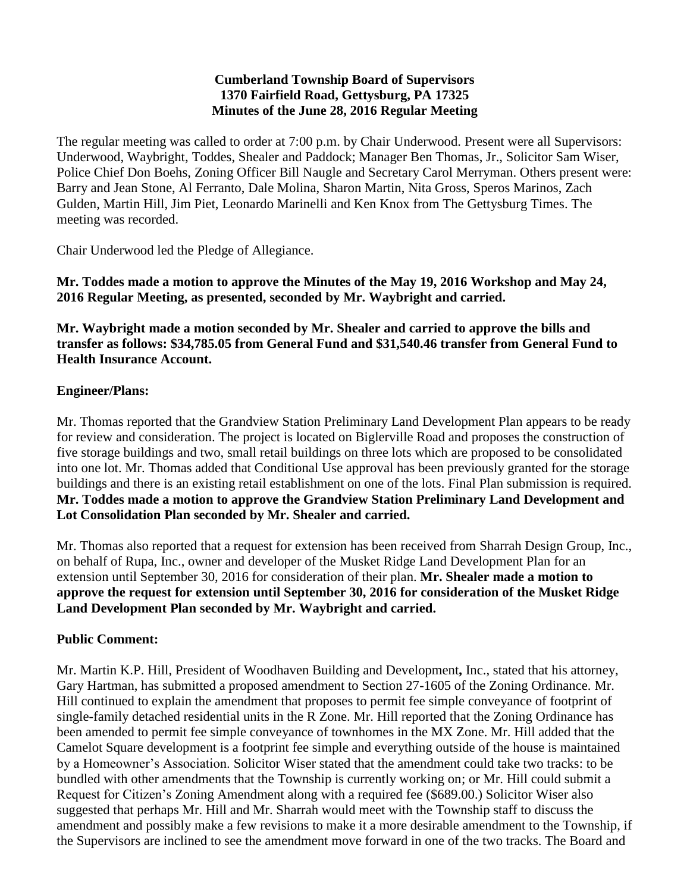**Cumberland Township Board of Supervisors**
**1370 Fairfield Road, Gettysburg, PA 17325**
**Minutes of the June 28, 2016 Regular Meeting**

The regular meeting was called to order at 7:00 p.m. by Chair Underwood. Present were all Supervisors: Underwood, Waybright, Toddes, Shealer and Paddock; Manager Ben Thomas, Jr., Solicitor Sam Wiser, Police Chief Don Boehs, Zoning Officer Bill Naugle and Secretary Carol Merryman. Others present were: Barry and Jean Stone, Al Ferranto, Dale Molina, Sharon Martin, Nita Gross, Speros Marinos, Zach Gulden, Martin Hill, Jim Piet, Leonardo Marinelli and Ken Knox from The Gettysburg Times. The meeting was recorded.

Chair Underwood led the Pledge of Allegiance.

**Mr. Toddes made a motion to approve the Minutes of the May 19, 2016 Workshop and May 24, 2016 Regular Meeting, as presented, seconded by Mr. Waybright and carried.**

**Mr. Waybright made a motion seconded by Mr. Shealer and carried to approve the bills and transfer as follows: $34,785.05 from General Fund and $31,540.46 transfer from General Fund to Health Insurance Account.**

**Engineer/Plans:**

Mr. Thomas reported that the Grandview Station Preliminary Land Development Plan appears to be ready for review and consideration. The project is located on Biglerville Road and proposes the construction of five storage buildings and two, small retail buildings on three lots which are proposed to be consolidated into one lot. Mr. Thomas added that Conditional Use approval has been previously granted for the storage buildings and there is an existing retail establishment on one of the lots. Final Plan submission is required. **Mr. Toddes made a motion to approve the Grandview Station Preliminary Land Development and Lot Consolidation Plan seconded by Mr. Shealer and carried.**

Mr. Thomas also reported that a request for extension has been received from Sharrah Design Group, Inc., on behalf of Rupa, Inc., owner and developer of the Musket Ridge Land Development Plan for an extension until September 30, 2016 for consideration of their plan. **Mr. Shealer made a motion to approve the request for extension until September 30, 2016 for consideration of the Musket Ridge Land Development Plan seconded by Mr. Waybright and carried.**

**Public Comment:**

Mr. Martin K.P. Hill, President of Woodhaven Building and Development**,** Inc., stated that his attorney, Gary Hartman, has submitted a proposed amendment to Section 27-1605 of the Zoning Ordinance. Mr. Hill continued to explain the amendment that proposes to permit fee simple conveyance of footprint of single-family detached residential units in the R Zone. Mr. Hill reported that the Zoning Ordinance has been amended to permit fee simple conveyance of townhomes in the MX Zone. Mr. Hill added that the Camelot Square development is a footprint fee simple and everything outside of the house is maintained by a Homeowner's Association. Solicitor Wiser stated that the amendment could take two tracks: to be bundled with other amendments that the Township is currently working on; or Mr. Hill could submit a Request for Citizen's Zoning Amendment along with a required fee ($689.00.) Solicitor Wiser also suggested that perhaps Mr. Hill and Mr. Sharrah would meet with the Township staff to discuss the amendment and possibly make a few revisions to make it a more desirable amendment to the Township, if the Supervisors are inclined to see the amendment move forward in one of the two tracks. The Board and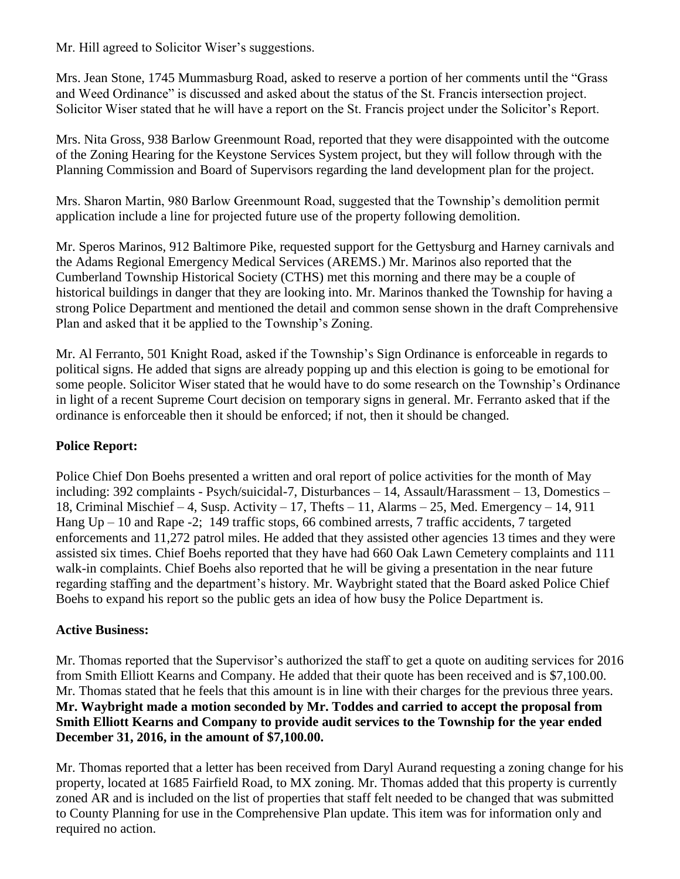Mr. Hill agreed to Solicitor Wiser's suggestions.

Mrs. Jean Stone, 1745 Mummasburg Road, asked to reserve a portion of her comments until the "Grass and Weed Ordinance" is discussed and asked about the status of the St. Francis intersection project. Solicitor Wiser stated that he will have a report on the St. Francis project under the Solicitor's Report.

Mrs. Nita Gross, 938 Barlow Greenmount Road, reported that they were disappointed with the outcome of the Zoning Hearing for the Keystone Services System project, but they will follow through with the Planning Commission and Board of Supervisors regarding the land development plan for the project.

Mrs. Sharon Martin, 980 Barlow Greenmount Road, suggested that the Township's demolition permit application include a line for projected future use of the property following demolition.

Mr. Speros Marinos, 912 Baltimore Pike, requested support for the Gettysburg and Harney carnivals and the Adams Regional Emergency Medical Services (AREMS.) Mr. Marinos also reported that the Cumberland Township Historical Society (CTHS) met this morning and there may be a couple of historical buildings in danger that they are looking into. Mr. Marinos thanked the Township for having a strong Police Department and mentioned the detail and common sense shown in the draft Comprehensive Plan and asked that it be applied to the Township's Zoning.

Mr. Al Ferranto, 501 Knight Road, asked if the Township's Sign Ordinance is enforceable in regards to political signs. He added that signs are already popping up and this election is going to be emotional for some people. Solicitor Wiser stated that he would have to do some research on the Township's Ordinance in light of a recent Supreme Court decision on temporary signs in general. Mr. Ferranto asked that if the ordinance is enforceable then it should be enforced; if not, then it should be changed.

**Police Report:**

Police Chief Don Boehs presented a written and oral report of police activities for the month of May including: 392 complaints - Psych/suicidal-7, Disturbances – 14, Assault/Harassment – 13, Domestics – 18, Criminal Mischief – 4, Susp. Activity – 17, Thefts – 11, Alarms – 25, Med. Emergency – 14, 911 Hang Up – 10 and Rape -2; 149 traffic stops, 66 combined arrests, 7 traffic accidents, 7 targeted enforcements and 11,272 patrol miles. He added that they assisted other agencies 13 times and they were assisted six times. Chief Boehs reported that they have had 660 Oak Lawn Cemetery complaints and 111 walk-in complaints. Chief Boehs also reported that he will be giving a presentation in the near future regarding staffing and the department's history. Mr. Waybright stated that the Board asked Police Chief Boehs to expand his report so the public gets an idea of how busy the Police Department is.

**Active Business:**

Mr. Thomas reported that the Supervisor's authorized the staff to get a quote on auditing services for 2016 from Smith Elliott Kearns and Company. He added that their quote has been received and is $7,100.00. Mr. Thomas stated that he feels that this amount is in line with their charges for the previous three years. **Mr. Waybright made a motion seconded by Mr. Toddes and carried to accept the proposal from Smith Elliott Kearns and Company to provide audit services to the Township for the year ended December 31, 2016, in the amount of $7,100.00.**

Mr. Thomas reported that a letter has been received from Daryl Aurand requesting a zoning change for his property, located at 1685 Fairfield Road, to MX zoning. Mr. Thomas added that this property is currently zoned AR and is included on the list of properties that staff felt needed to be changed that was submitted to County Planning for use in the Comprehensive Plan update. This item was for information only and required no action.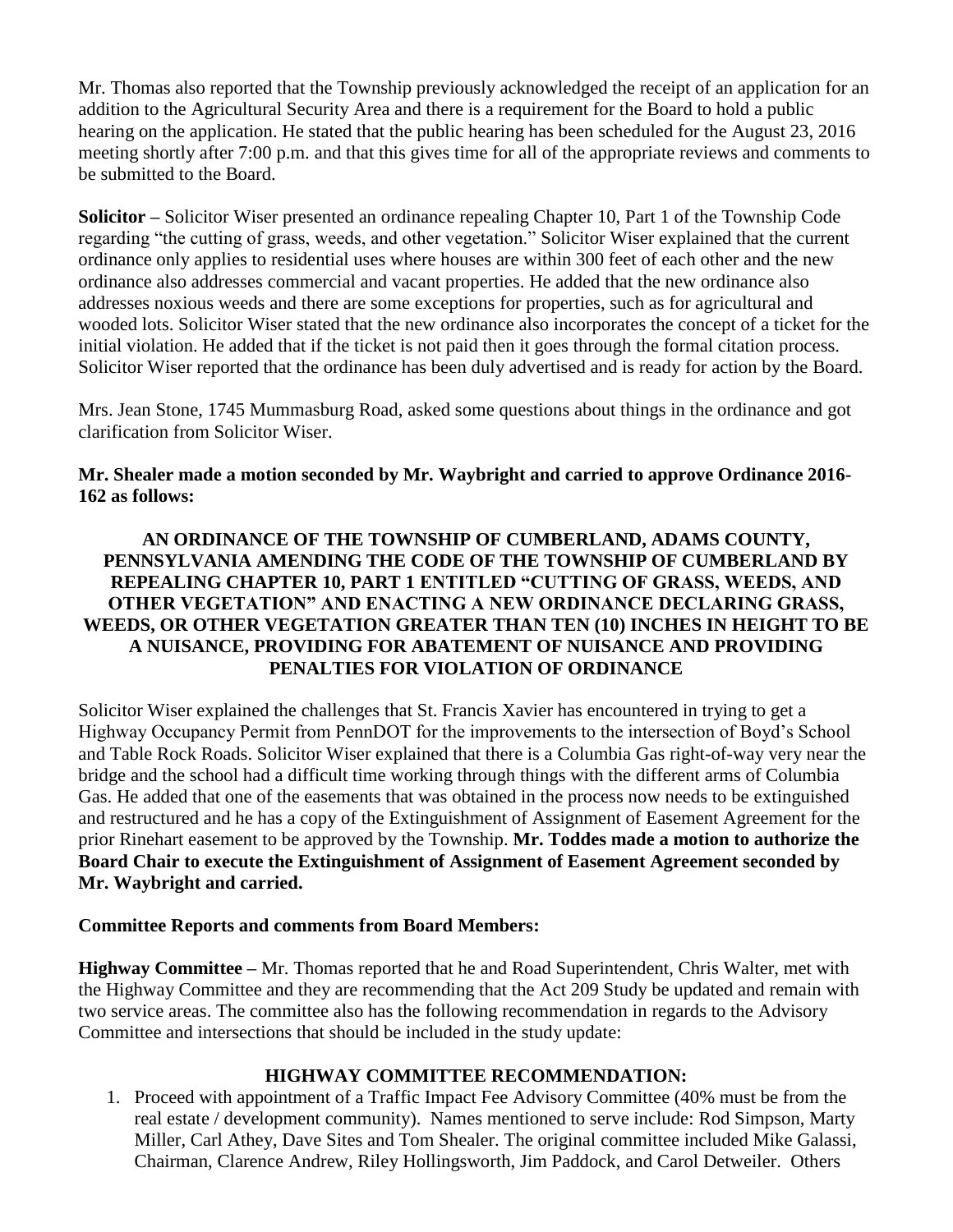Mr. Thomas also reported that the Township previously acknowledged the receipt of an application for an addition to the Agricultural Security Area and there is a requirement for the Board to hold a public hearing on the application. He stated that the public hearing has been scheduled for the August 23, 2016 meeting shortly after 7:00 p.m. and that this gives time for all of the appropriate reviews and comments to be submitted to the Board.

**Solicitor –** Solicitor Wiser presented an ordinance repealing Chapter 10, Part 1 of the Township Code regarding "the cutting of grass, weeds, and other vegetation." Solicitor Wiser explained that the current ordinance only applies to residential uses where houses are within 300 feet of each other and the new ordinance also addresses commercial and vacant properties. He added that the new ordinance also addresses noxious weeds and there are some exceptions for properties, such as for agricultural and wooded lots. Solicitor Wiser stated that the new ordinance also incorporates the concept of a ticket for the initial violation. He added that if the ticket is not paid then it goes through the formal citation process. Solicitor Wiser reported that the ordinance has been duly advertised and is ready for action by the Board.

Mrs. Jean Stone, 1745 Mummasburg Road, asked some questions about things in the ordinance and got clarification from Solicitor Wiser.

**Mr. Shealer made a motion seconded by Mr. Waybright and carried to approve Ordinance 2016-162 as follows:**

**AN ORDINANCE OF THE TOWNSHIP OF CUMBERLAND, ADAMS COUNTY, PENNSYLVANIA AMENDING THE CODE OF THE TOWNSHIP OF CUMBERLAND BY REPEALING CHAPTER 10, PART 1 ENTITLED "CUTTING OF GRASS, WEEDS, AND OTHER VEGETATION" AND ENACTING A NEW ORDINANCE DECLARING GRASS, WEEDS, OR OTHER VEGETATION GREATER THAN TEN (10) INCHES IN HEIGHT TO BE A NUISANCE, PROVIDING FOR ABATEMENT OF NUISANCE AND PROVIDING PENALTIES FOR VIOLATION OF ORDINANCE**

Solicitor Wiser explained the challenges that St. Francis Xavier has encountered in trying to get a Highway Occupancy Permit from PennDOT for the improvements to the intersection of Boyd's School and Table Rock Roads. Solicitor Wiser explained that there is a Columbia Gas right-of-way very near the bridge and the school had a difficult time working through things with the different arms of Columbia Gas. He added that one of the easements that was obtained in the process now needs to be extinguished and restructured and he has a copy of the Extinguishment of Assignment of Easement Agreement for the prior Rinehart easement to be approved by the Township. **Mr. Toddes made a motion to authorize the Board Chair to execute the Extinguishment of Assignment of Easement Agreement seconded by Mr. Waybright and carried.**

**Committee Reports and comments from Board Members:**

**Highway Committee –** Mr. Thomas reported that he and Road Superintendent, Chris Walter, met with the Highway Committee and they are recommending that the Act 209 Study be updated and remain with two service areas. The committee also has the following recommendation in regards to the Advisory Committee and intersections that should be included in the study update:

**HIGHWAY COMMITTEE RECOMMENDATION:**

1. Proceed with appointment of a Traffic Impact Fee Advisory Committee (40% must be from the real estate / development community). Names mentioned to serve include: Rod Simpson, Marty Miller, Carl Athey, Dave Sites and Tom Shealer. The original committee included Mike Galassi, Chairman, Clarence Andrew, Riley Hollingsworth, Jim Paddock, and Carol Detweiler. Others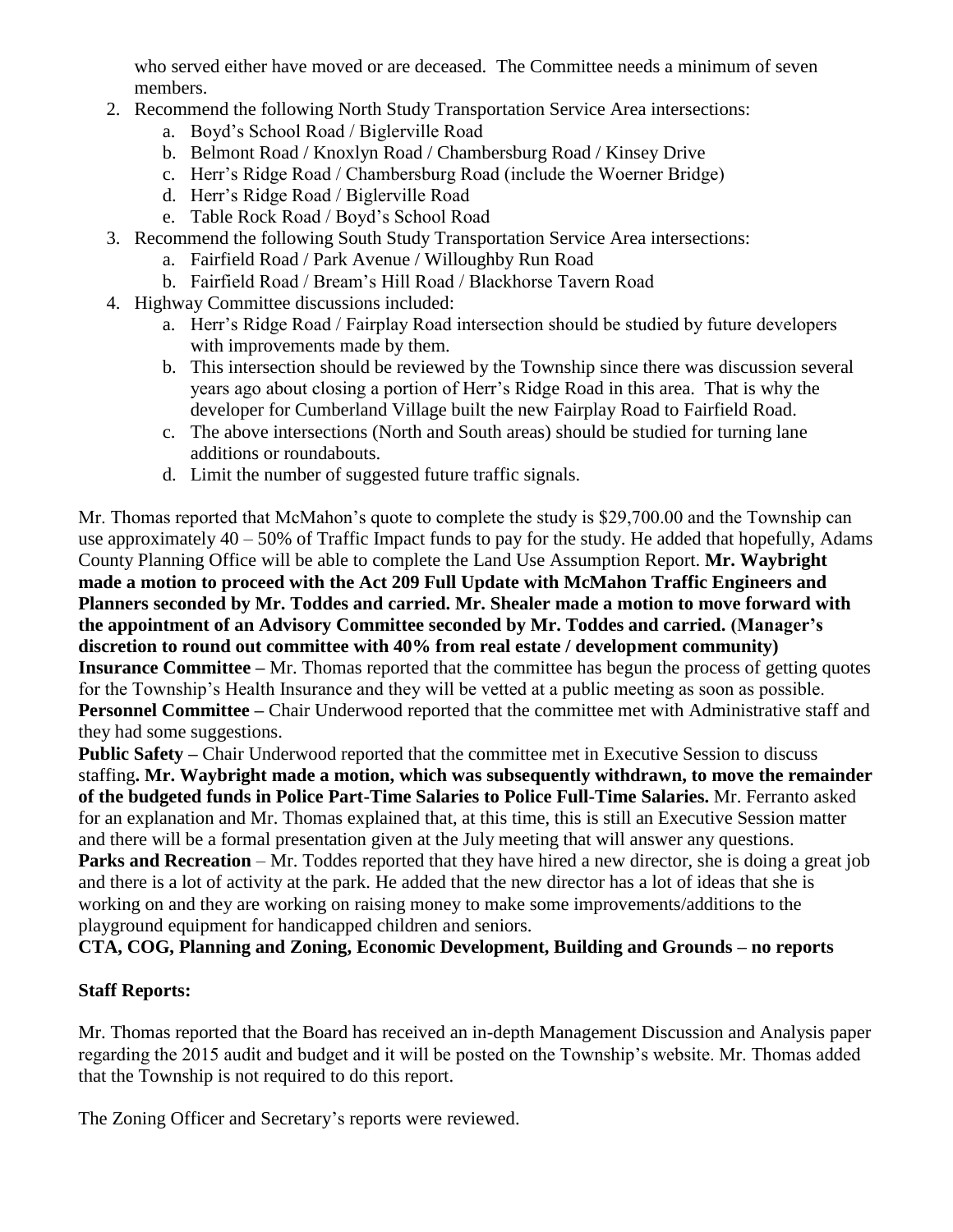who served either have moved or are deceased. The Committee needs a minimum of seven members.

2. Recommend the following North Study Transportation Service Area intersections:
    a. Boyd's School Road / Biglerville Road
    b. Belmont Road / Knoxlyn Road / Chambersburg Road / Kinsey Drive
    c. Herr's Ridge Road / Chambersburg Road (include the Woerner Bridge)
    d. Herr's Ridge Road / Biglerville Road
    e. Table Rock Road / Boyd's School Road
3. Recommend the following South Study Transportation Service Area intersections:
    a. Fairfield Road / Park Avenue / Willoughby Run Road
    b. Fairfield Road / Bream's Hill Road / Blackhorse Tavern Road
4. Highway Committee discussions included:
    a. Herr's Ridge Road / Fairplay Road intersection should be studied by future developers with improvements made by them.
    b. This intersection should be reviewed by the Township since there was discussion several years ago about closing a portion of Herr's Ridge Road in this area. That is why the developer for Cumberland Village built the new Fairplay Road to Fairfield Road.
    c. The above intersections (North and South areas) should be studied for turning lane additions or roundabouts.
    d. Limit the number of suggested future traffic signals.

Mr. Thomas reported that McMahon's quote to complete the study is $29,700.00 and the Township can use approximately 40 – 50% of Traffic Impact funds to pay for the study. He added that hopefully, Adams County Planning Office will be able to complete the Land Use Assumption Report. **Mr. Waybright made a motion to proceed with the Act 209 Full Update with McMahon Traffic Engineers and Planners seconded by Mr. Toddes and carried. Mr. Shealer made a motion to move forward with the appointment of an Advisory Committee seconded by Mr. Toddes and carried. (Manager's discretion to round out committee with 40% from real estate / development community)**

**Insurance Committee –** Mr. Thomas reported that the committee has begun the process of getting quotes for the Township's Health Insurance and they will be vetted at a public meeting as soon as possible.

**Personnel Committee –** Chair Underwood reported that the committee met with Administrative staff and they had some suggestions.

**Public Safety –** Chair Underwood reported that the committee met in Executive Session to discuss staffing**. Mr. Waybright made a motion, which was subsequently withdrawn, to move the remainder of the budgeted funds in Police Part-Time Salaries to Police Full-Time Salaries.** Mr. Ferranto asked for an explanation and Mr. Thomas explained that, at this time, this is still an Executive Session matter and there will be a formal presentation given at the July meeting that will answer any questions.

**Parks and Recreation** – Mr. Toddes reported that they have hired a new director, she is doing a great job and there is a lot of activity at the park. He added that the new director has a lot of ideas that she is working on and they are working on raising money to make some improvements/additions to the playground equipment for handicapped children and seniors.

**CTA, COG, Planning and Zoning, Economic Development, Building and Grounds – no reports**

**Staff Reports:**

Mr. Thomas reported that the Board has received an in-depth Management Discussion and Analysis paper regarding the 2015 audit and budget and it will be posted on the Township's website. Mr. Thomas added that the Township is not required to do this report.

The Zoning Officer and Secretary's reports were reviewed.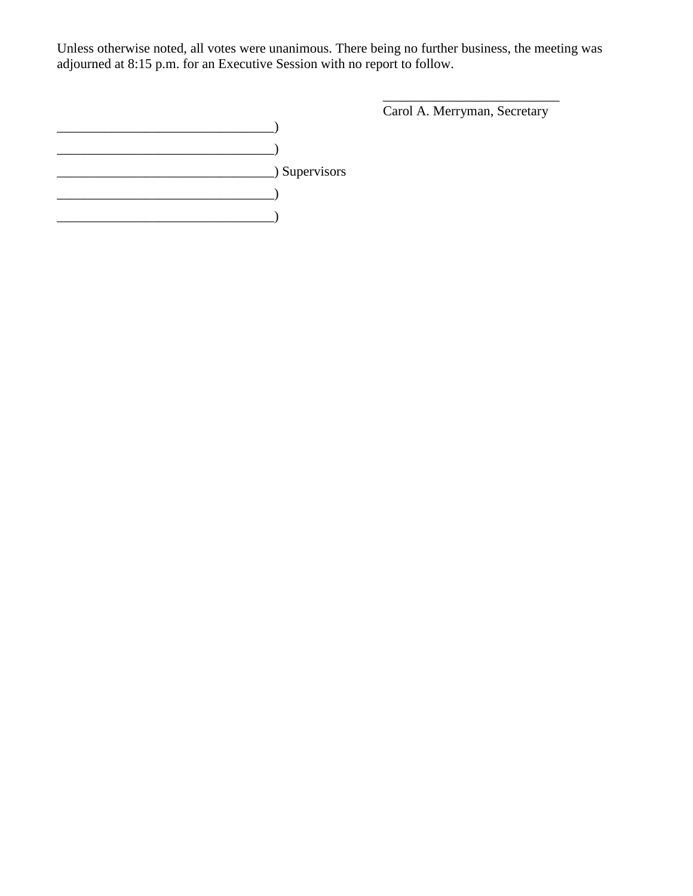Unless otherwise noted, all votes were unanimous. There being no further business, the meeting was adjourned at 8:15 p.m. for an Executive Session with no report to follow.

___________________________
Carol A. Merryman, Secretary

_________________________________)
_________________________________)
_________________________________) Supervisors
_________________________________)
_________________________________)